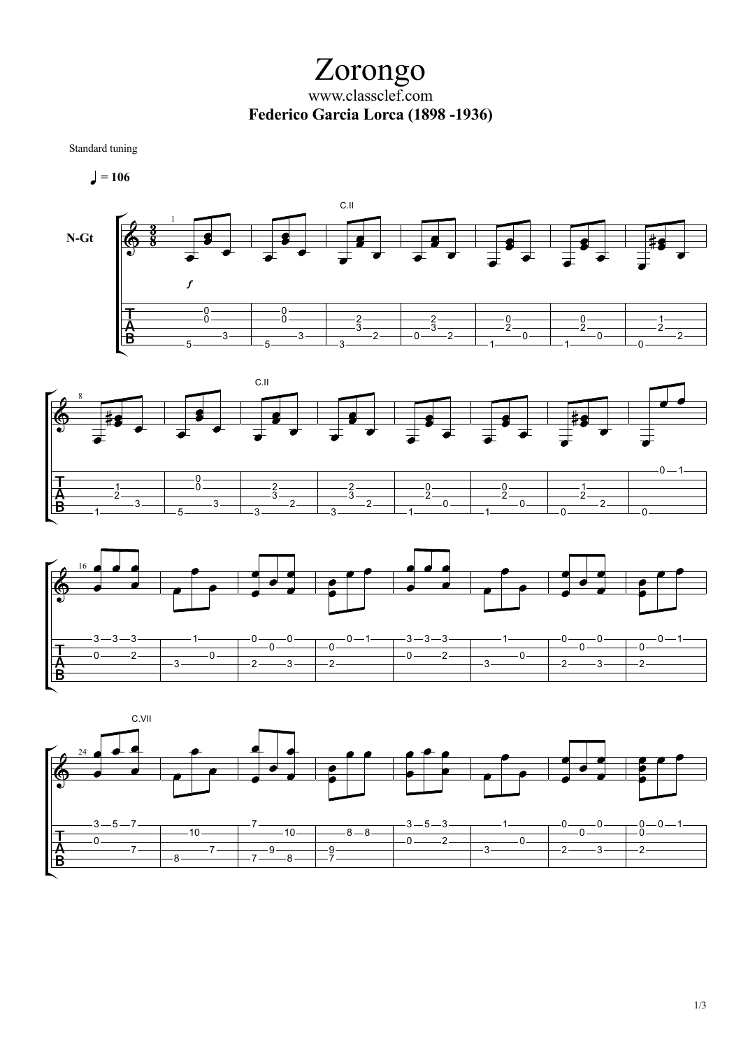# Zorongo

www.classclef.com

**Federico Garcia Lorca (1898 -1936)**

Standard tuning

♩ = 106